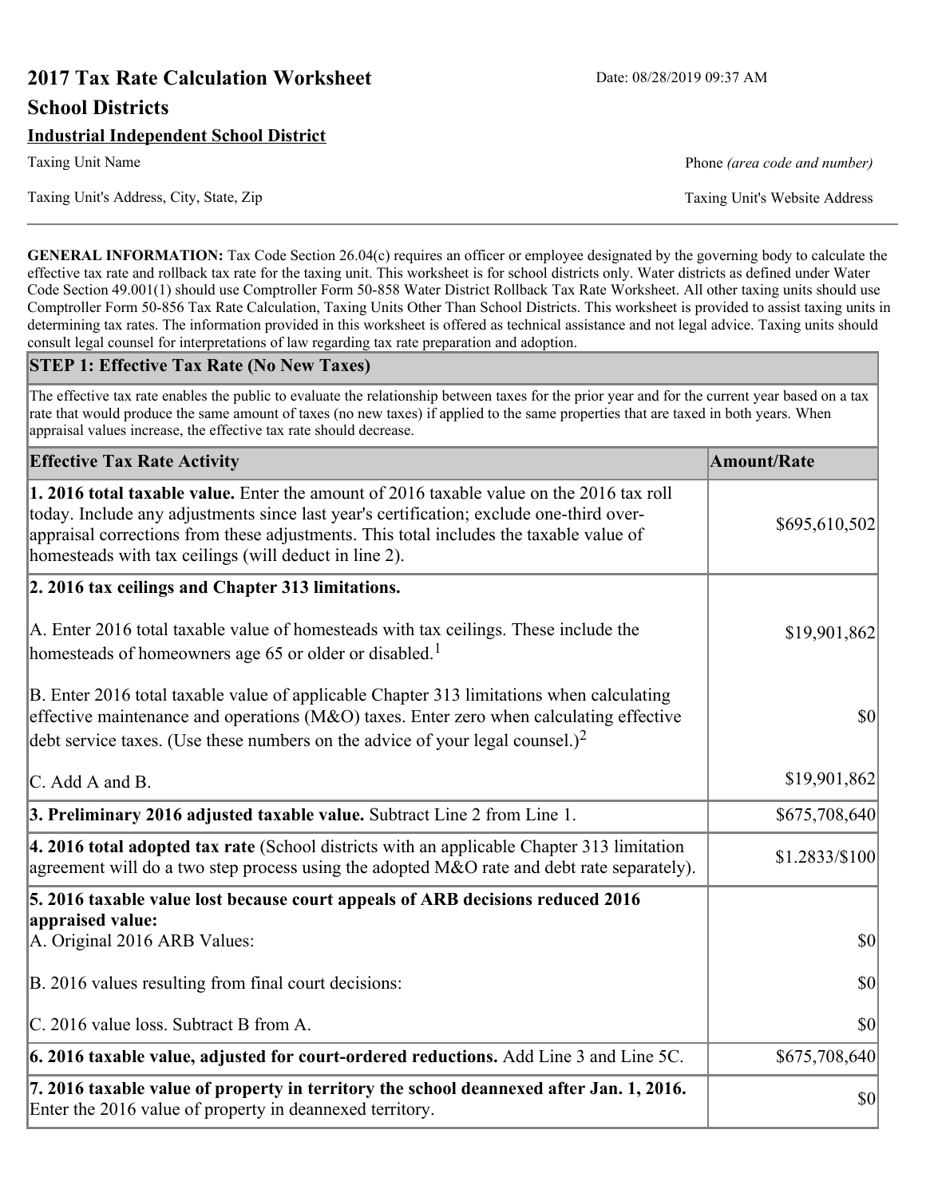# 2017 Tax Rate Calculation Worksheet

Date: 08/28/2019 09:37 AM

## School Districts

**Industrial Independent School District**

Taxing Unit Name

Phone *(area code and number)*

Taxing Unit's Address, City, State, Zip

Taxing Unit's Website Address

**GENERAL INFORMATION:** Tax Code Section 26.04(c) requires an officer or employee designated by the governing body to calculate the effective tax rate and rollback tax rate for the taxing unit. This worksheet is for school districts only. Water districts as defined under Water Code Section 49.001(1) should use Comptroller Form 50-858 Water District Rollback Tax Rate Worksheet. All other taxing units should use Comptroller Form 50-856 Tax Rate Calculation, Taxing Units Other Than School Districts. This worksheet is provided to assist taxing units in determining tax rates. The information provided in this worksheet is offered as technical assistance and not legal advice. Taxing units should consult legal counsel for interpretations of law regarding tax rate preparation and adoption.

### STEP 1: Effective Tax Rate (No New Taxes)

The effective tax rate enables the public to evaluate the relationship between taxes for the prior year and for the current year based on a tax rate that would produce the same amount of taxes (no new taxes) if applied to the same properties that are taxed in both years. When appraisal values increase, the effective tax rate should decrease.

| Effective Tax Rate Activity | Amount/Rate |
|---|---|
| **1. 2016 total taxable value.** Enter the amount of 2016 taxable value on the 2016 tax roll today. Include any adjustments since last year's certification; exclude one-third over-appraisal corrections from these adjustments. This total includes the taxable value of homesteads with tax ceilings (will deduct in line 2). | $695,610,502 |
| **2. 2016 tax ceilings and Chapter 313 limitations.** | |
| A. Enter 2016 total taxable value of homesteads with tax ceilings. These include the homesteads of homeowners age 65 or older or disabled.[1] | $19,901,862 |
| B. Enter 2016 total taxable value of applicable Chapter 313 limitations when calculating effective maintenance and operations (M&O) taxes. Enter zero when calculating effective debt service taxes. (Use these numbers on the advice of your legal counsel.)[2] | $0 |
| C. Add A and B. | $19,901,862 |
| **3. Preliminary 2016 adjusted taxable value.** Subtract Line 2 from Line 1. | $675,708,640 |
| **4. 2016 total adopted tax rate** (School districts with an applicable Chapter 313 limitation agreement will do a two step process using the adopted M&O rate and debt rate separately). | $1.2833/$100 |
| **5. 2016 taxable value lost because court appeals of ARB decisions reduced 2016 appraised value:** | |
| A. Original 2016 ARB Values: | $0 |
| B. 2016 values resulting from final court decisions: | $0 |
| C. 2016 value loss. Subtract B from A. | $0 |
| **6. 2016 taxable value, adjusted for court-ordered reductions.** Add Line 3 and Line 5C. | $675,708,640 |
| **7. 2016 taxable value of property in territory the school deannexed after Jan. 1, 2016.** Enter the 2016 value of property in deannexed territory. | $0 |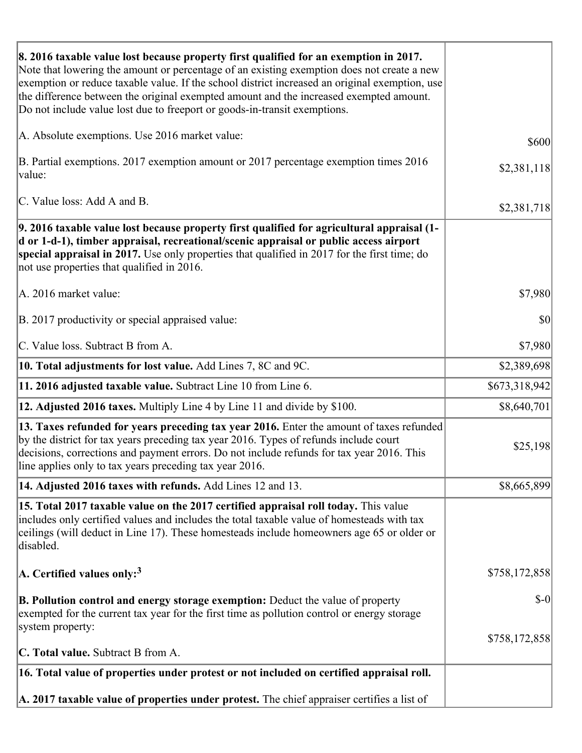| | |
|---|---|
| **8. 2016 taxable value lost because property first qualified for an exemption in 2017.** Note that lowering the amount or percentage of an existing exemption does not create a new exemption or reduce taxable value. If the school district increased an original exemption, use the difference between the original exempted amount and the increased exempted amount. Do not include value lost due to freeport or goods-in-transit exemptions.<br><br>A. Absolute exemptions. Use 2016 market value:<br><br>B. Partial exemptions. 2017 exemption amount or 2017 percentage exemption times 2016 value:<br><br>C. Value loss: Add A and B. | <br><br><br><br><br>$600<br><br>$2,381,118<br><br>$2,381,718 |
| **9. 2016 taxable value lost because property first qualified for agricultural appraisal (1-d or 1-d-1), timber appraisal, recreational/scenic appraisal or public access airport special appraisal in 2017.** Use only properties that qualified in 2017 for the first time; do not use properties that qualified in 2016.<br><br>A. 2016 market value:<br><br>B. 2017 productivity or special appraised value:<br><br>C. Value loss. Subtract B from A. | <br><br><br><br><br>$7,980<br><br>$0<br><br>$7,980 |
| **10. Total adjustments for lost value.** Add Lines 7, 8C and 9C. | $2,389,698 |
| **11. 2016 adjusted taxable value.** Subtract Line 10 from Line 6. | $673,318,942 |
| **12. Adjusted 2016 taxes.** Multiply Line 4 by Line 11 and divide by $100. | $8,640,701 |
| **13. Taxes refunded for years preceding tax year 2016.** Enter the amount of taxes refunded by the district for tax years preceding tax year 2016. Types of refunds include court decisions, corrections and payment errors. Do not include refunds for tax year 2016. This line applies only to tax years preceding tax year 2016. | $25,198 |
| **14. Adjusted 2016 taxes with refunds.** Add Lines 12 and 13. | $8,665,899 |
| **15. Total 2017 taxable value on the 2017 certified appraisal roll today.** This value includes only certified values and includes the total taxable value of homesteads with tax ceilings (will deduct in Line 17). These homesteads include homeowners age 65 or older or disabled.<br><br>**A. Certified values only:**[3]<br><br>**B. Pollution control and energy storage exemption:** Deduct the value of property exempted for the current tax year for the first time as pollution control or energy storage system property:<br><br>**C. Total value.** Subtract B from A. | <br><br><br><br><br>$758,172,858<br><br>$-0<br><br>$758,172,858 |
| **16. Total value of properties under protest or not included on certified appraisal roll.**<br><br>**A. 2017 taxable value of properties under protest.** The chief appraiser certifies a list of | |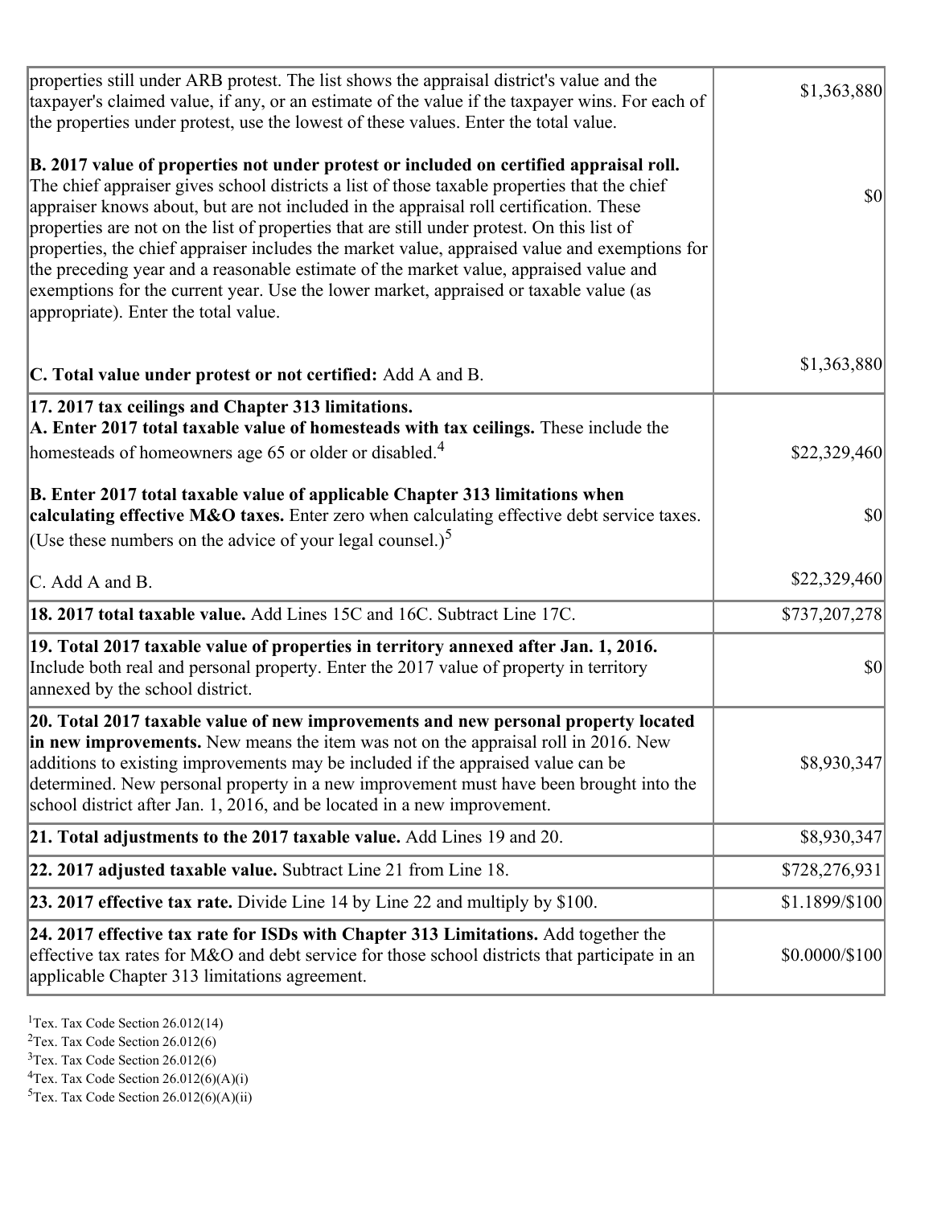| | |
|---|---|
| properties still under ARB protest. The list shows the appraisal district's value and the taxpayer's claimed value, if any, or an estimate of the value if the taxpayer wins. For each of the properties under protest, use the lowest of these values. Enter the total value.<br><br>**B. 2017 value of properties not under protest or included on certified appraisal roll.** The chief appraiser gives school districts a list of those taxable properties that the chief appraiser knows about, but are not included in the appraisal roll certification. These properties are not on the list of properties that are still under protest. On this list of properties, the chief appraiser includes the market value, appraised value and exemptions for the preceding year and a reasonable estimate of the market value, appraised value and exemptions for the current year. Use the lower market, appraised or taxable value (as appropriate). Enter the total value.<br><br>**C. Total value under protest or not certified:** Add A and B. | $1,363,880<br><br>$0<br><br>$1,363,880 |
| **17. 2017 tax ceilings and Chapter 313 limitations.**<br>**A. Enter 2017 total taxable value of homesteads with tax ceilings.** These include the homesteads of homeowners age 65 or older or disabled.[4]<br><br>**B. Enter 2017 total taxable value of applicable Chapter 313 limitations when calculating effective M&O taxes.** Enter zero when calculating effective debt service taxes. (Use these numbers on the advice of your legal counsel.)[5]<br><br>C. Add A and B. | $22,329,460<br><br>$0<br><br>$22,329,460 |
| **18. 2017 total taxable value.** Add Lines 15C and 16C. Subtract Line 17C. | $737,207,278 |
| **19. Total 2017 taxable value of properties in territory annexed after Jan. 1, 2016.** Include both real and personal property. Enter the 2017 value of property in territory annexed by the school district. | $0 |
| **20. Total 2017 taxable value of new improvements and new personal property located in new improvements.** New means the item was not on the appraisal roll in 2016. New additions to existing improvements may be included if the appraised value can be determined. New personal property in a new improvement must have been brought into the school district after Jan. 1, 2016, and be located in a new improvement. | $8,930,347 |
| **21. Total adjustments to the 2017 taxable value.** Add Lines 19 and 20. | $8,930,347 |
| **22. 2017 adjusted taxable value.** Subtract Line 21 from Line 18. | $728,276,931 |
| **23. 2017 effective tax rate.** Divide Line 14 by Line 22 and multiply by $100. | $1.1899/$100 |
| **24. 2017 effective tax rate for ISDs with Chapter 313 Limitations.** Add together the effective tax rates for M&O and debt service for those school districts that participate in an applicable Chapter 313 limitations agreement. | $0.0000/$100 |

[1]Tex. Tax Code Section 26.012(14)
[2]Tex. Tax Code Section 26.012(6)
[3]Tex. Tax Code Section 26.012(6)
[4]Tex. Tax Code Section 26.012(6)(A)(i)
[5]Tex. Tax Code Section 26.012(6)(A)(ii)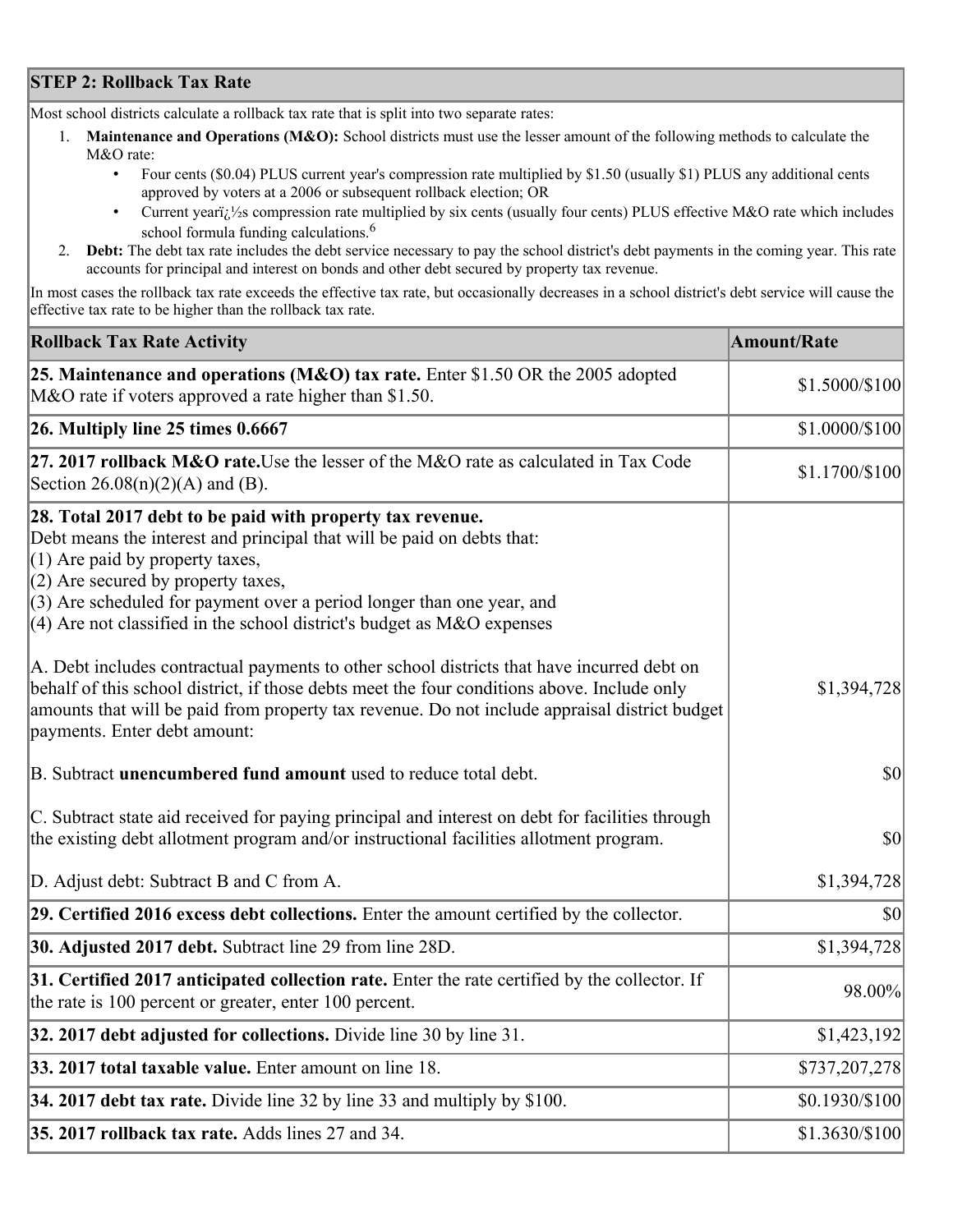## STEP 2: Rollback Tax Rate

Most school districts calculate a rollback tax rate that is split into two separate rates:

1. **Maintenance and Operations (M&O):** School districts must use the lesser amount of the following methods to calculate the M&O rate:
   - Four cents ($0.04) PLUS current year's compression rate multiplied by $1.50 (usually $1) PLUS any additional cents approved by voters at a 2006 or subsequent rollback election; OR
   - Current yearï¿½s compression rate multiplied by six cents (usually four cents) PLUS effective M&O rate which includes school formula funding calculations.[6]
2. **Debt:** The debt tax rate includes the debt service necessary to pay the school district's debt payments in the coming year. This rate accounts for principal and interest on bonds and other debt secured by property tax revenue.

In most cases the rollback tax rate exceeds the effective tax rate, but occasionally decreases in a school district's debt service will cause the effective tax rate to be higher than the rollback tax rate.

| Rollback Tax Rate Activity | Amount/Rate |
|---|---|
| **25. Maintenance and operations (M&O) tax rate.** Enter $1.50 OR the 2005 adopted M&O rate if voters approved a rate higher than $1.50. | $1.5000/$100 |
| **26. Multiply line 25 times 0.6667** | $1.0000/$100 |
| **27. 2017 rollback M&O rate.** Use the lesser of the M&O rate as calculated in Tax Code Section 26.08(n)(2)(A) and (B). | $1.1700/$100 |
| **28. Total 2017 debt to be paid with property tax revenue.** Debt means the interest and principal that will be paid on debts that: (1) Are paid by property taxes, (2) Are secured by property taxes, (3) Are scheduled for payment over a period longer than one year, and (4) Are not classified in the school district's budget as M&O expenses<br><br>A. Debt includes contractual payments to other school districts that have incurred debt on behalf of this school district, if those debts meet the four conditions above. Include only amounts that will be paid from property tax revenue. Do not include appraisal district budget payments. Enter debt amount: | $1,394,728 |
| B. Subtract **unencumbered fund amount** used to reduce total debt. | $0 |
| C. Subtract state aid received for paying principal and interest on debt for facilities through the existing debt allotment program and/or instructional facilities allotment program. | $0 |
| D. Adjust debt: Subtract B and C from A. | $1,394,728 |
| **29. Certified 2016 excess debt collections.** Enter the amount certified by the collector. | $0 |
| **30. Adjusted 2017 debt.** Subtract line 29 from line 28D. | $1,394,728 |
| **31. Certified 2017 anticipated collection rate.** Enter the rate certified by the collector. If the rate is 100 percent or greater, enter 100 percent. | 98.00% |
| **32. 2017 debt adjusted for collections.** Divide line 30 by line 31. | $1,423,192 |
| **33. 2017 total taxable value.** Enter amount on line 18. | $737,207,278 |
| **34. 2017 debt tax rate.** Divide line 32 by line 33 and multiply by $100. | $0.1930/$100 |
| **35. 2017 rollback tax rate.** Adds lines 27 and 34. | $1.3630/$100 |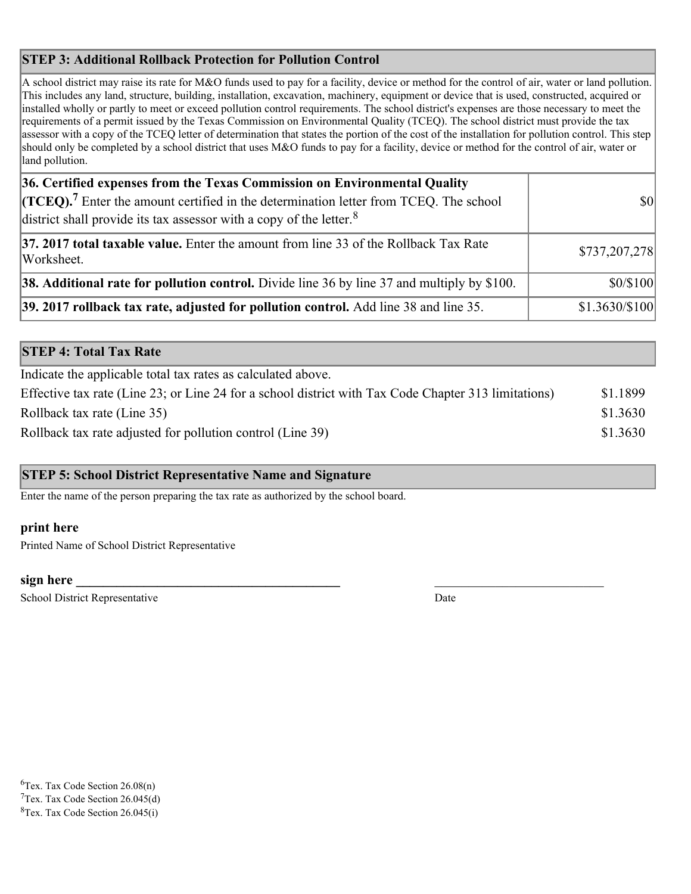## STEP 3: Additional Rollback Protection for Pollution Control

A school district may raise its rate for M&O funds used to pay for a facility, device or method for the control of air, water or land pollution. This includes any land, structure, building, installation, excavation, machinery, equipment or device that is used, constructed, acquired or installed wholly or partly to meet or exceed pollution control requirements. The school district's expenses are those necessary to meet the requirements of a permit issued by the Texas Commission on Environmental Quality (TCEQ). The school district must provide the tax assessor with a copy of the TCEQ letter of determination that states the portion of the cost of the installation for pollution control. This step should only be completed by a school district that uses M&O funds to pay for a facility, device or method for the control of air, water or land pollution.

| | |
|---|---|
| **36. Certified expenses from the Texas Commission on Environmental Quality (TCEQ).**[7] Enter the amount certified in the determination letter from TCEQ. The school district shall provide its tax assessor with a copy of the letter.[8] | $0 |
| **37. 2017 total taxable value.** Enter the amount from line 33 of the Rollback Tax Rate Worksheet. | $737,207,278 |
| **38. Additional rate for pollution control.** Divide line 36 by line 37 and multiply by $100. | $0/$100 |
| **39. 2017 rollback tax rate, adjusted for pollution control.** Add line 38 and line 35. | $1.3630/$100 |

## STEP 4: Total Tax Rate

Indicate the applicable total tax rates as calculated above.

| | |
|---|---|
| Effective tax rate (Line 23; or Line 24 for a school district with Tax Code Chapter 313 limitations) | $1.1899 |
| Rollback tax rate (Line 35) | $1.3630 |
| Rollback tax rate adjusted for pollution control (Line 39) | $1.3630 |

## STEP 5: School District Representative Name and Signature

Enter the name of the person preparing the tax rate as authorized by the school board.

**print here**

Printed Name of School District Representative

**sign here** ________________________________________ ____________________________

School District Representative Date

[6] Tex. Tax Code Section 26.08(n)
[7] Tex. Tax Code Section 26.045(d)
[8] Tex. Tax Code Section 26.045(i)